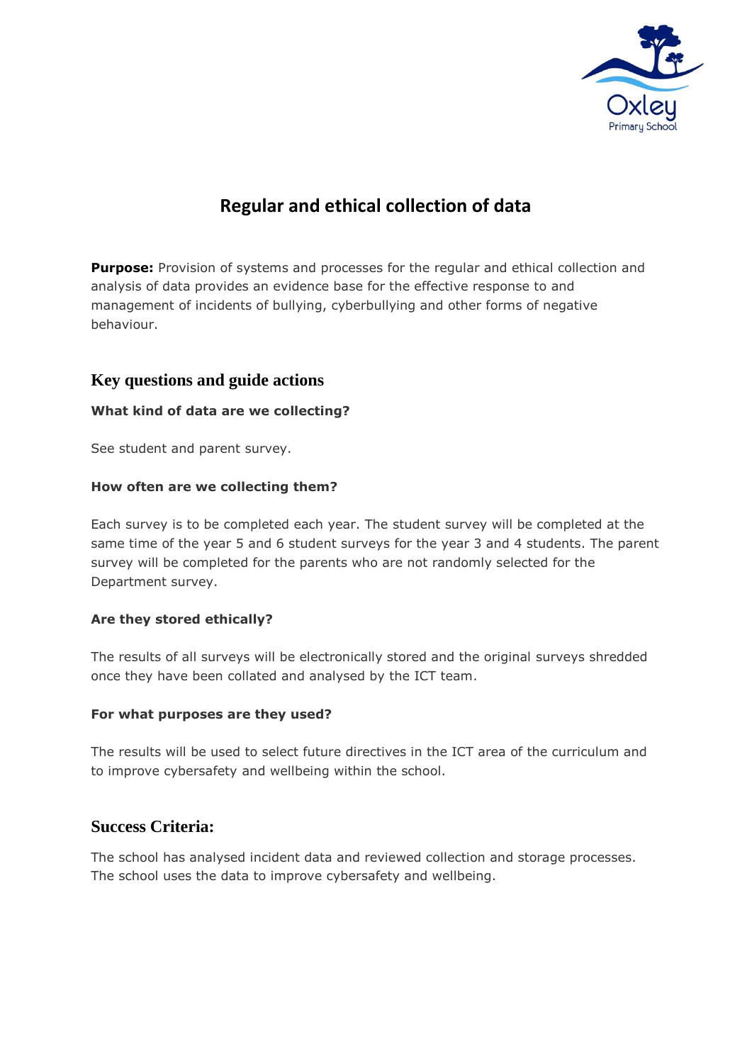# Regular and ethical collection of data

**Purpose:** Provision of systems and processes for the regular and ethical collection and analysis of data provides an evidence base for the effective response to and management of incidents of bullying, cyberbullying and other forms of negative behaviour.

## Key questions and guide actions

**What kind of data are we collecting?**

See student and parent survey.

**How often are we collecting them?**

Each survey is to be completed each year. The student survey will be completed at the same time of the year 5 and 6 student surveys for the year 3 and 4 students. The parent survey will be completed for the parents who are not randomly selected for the Department survey.

**Are they stored ethically?**

The results of all surveys will be electronically stored and the original surveys shredded once they have been collated and analysed by the ICT team.

**For what purposes are they used?**

The results will be used to select future directives in the ICT area of the curriculum and to improve cybersafety and wellbeing within the school.

## Success Criteria:

The school has analysed incident data and reviewed collection and storage processes. The school uses the data to improve cybersafety and wellbeing.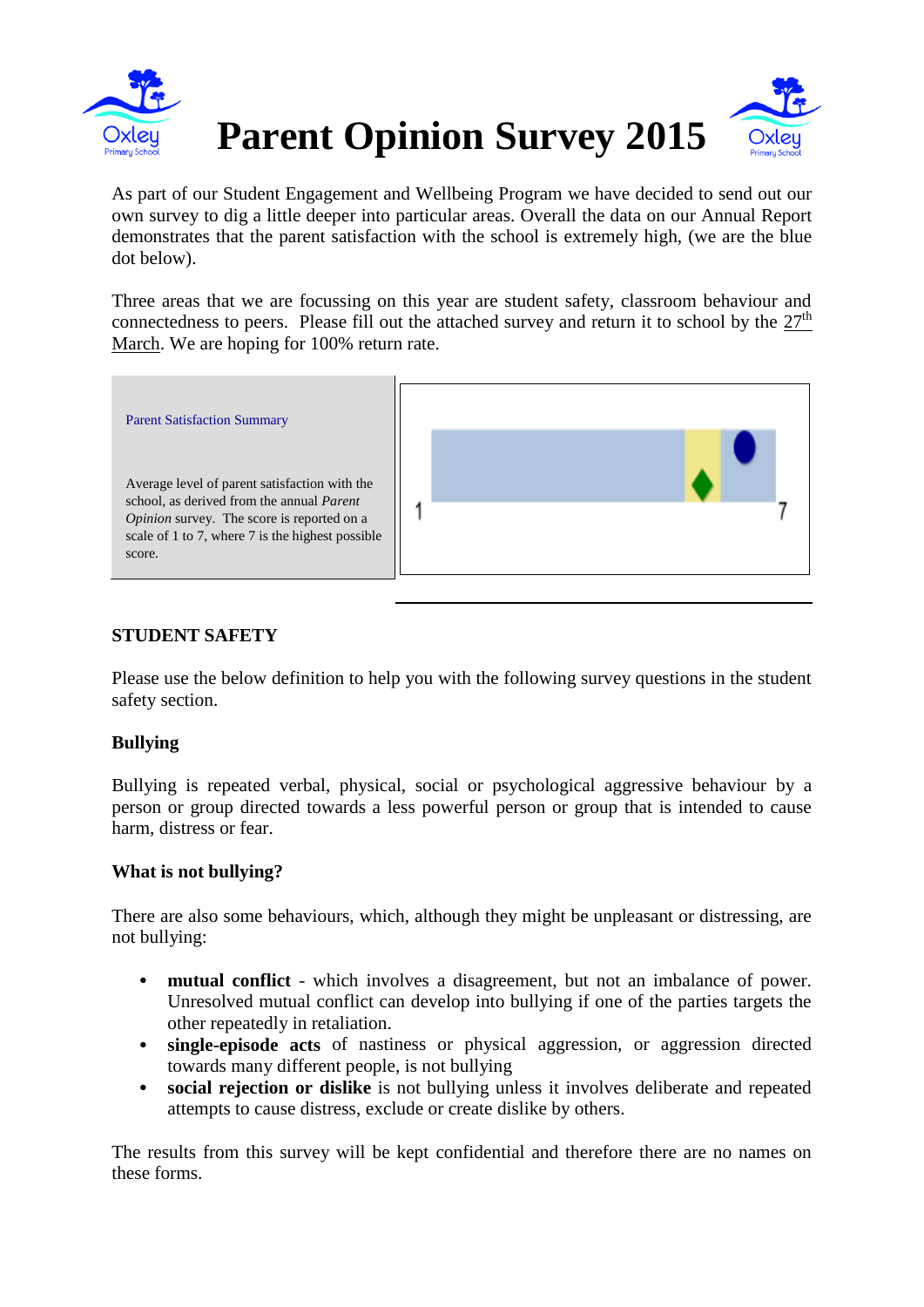# Parent Opinion Survey 2015

As part of our Student Engagement and Wellbeing Program we have decided to send out our own survey to dig a little deeper into particular areas. Overall the data on our Annual Report demonstrates that the parent satisfaction with the school is extremely high, (we are the blue dot below).

Three areas that we are focussing on this year are student safety, classroom behaviour and connectedness to peers. Please fill out the attached survey and return it to school by the 27th March. We are hoping for 100% return rate.

Parent Satisfaction Summary

Average level of parent satisfaction with the school, as derived from the annual *Parent Opinion* survey. The score is reported on a scale of 1 to 7, where 7 is the highest possible score.

1 7

## STUDENT SAFETY

Please use the below definition to help you with the following survey questions in the student safety section.

### Bullying

Bullying is repeated verbal, physical, social or psychological aggressive behaviour by a person or group directed towards a less powerful person or group that is intended to cause harm, distress or fear.

### What is not bullying?

There are also some behaviours, which, although they might be unpleasant or distressing, are not bullying:

- **mutual conflict** - which involves a disagreement, but not an imbalance of power. Unresolved mutual conflict can develop into bullying if one of the parties targets the other repeatedly in retaliation.
- **single-episode acts** of nastiness or physical aggression, or aggression directed towards many different people, is not bullying
- **social rejection or dislike** is not bullying unless it involves deliberate and repeated attempts to cause distress, exclude or create dislike by others.

The results from this survey will be kept confidential and therefore there are no names on these forms.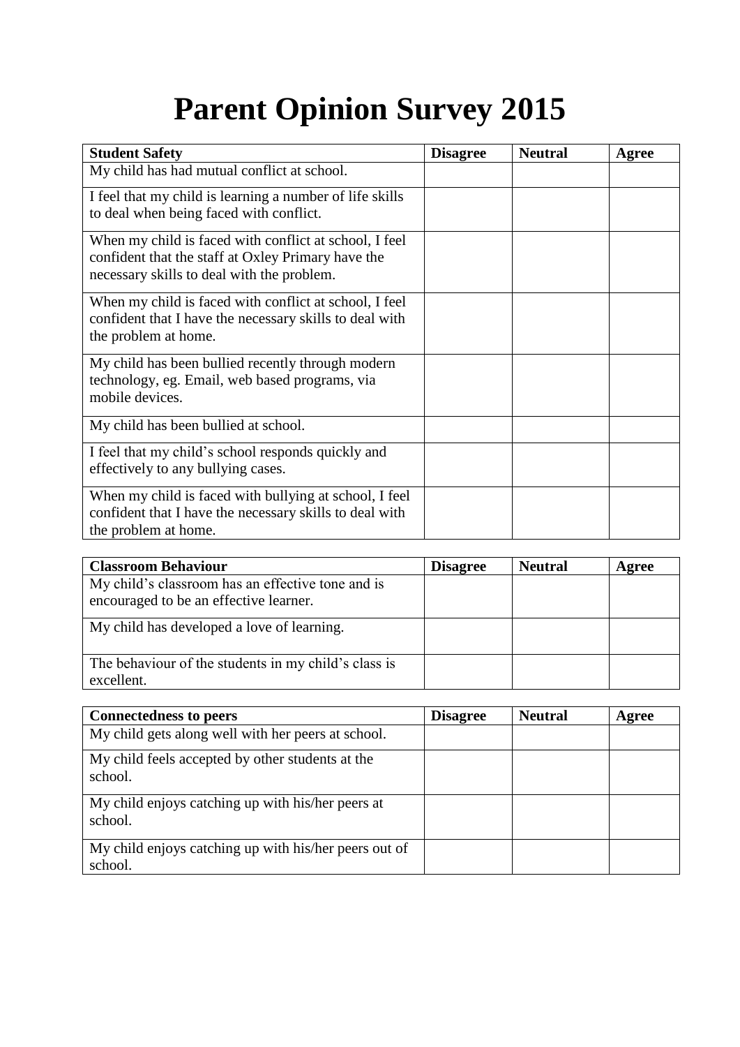# Parent Opinion Survey 2015

| Student Safety | Disagree | Neutral | Agree |
|---|---|---|---|
| My child has had mutual conflict at school. | | | |
| I feel that my child is learning a number of life skills to deal when being faced with conflict. | | | |
| When my child is faced with conflict at school, I feel confident that the staff at Oxley Primary have the necessary skills to deal with the problem. | | | |
| When my child is faced with conflict at school, I feel confident that I have the necessary skills to deal with the problem at home. | | | |
| My child has been bullied recently through modern technology, eg. Email, web based programs, via mobile devices. | | | |
| My child has been bullied at school. | | | |
| I feel that my child's school responds quickly and effectively to any bullying cases. | | | |
| When my child is faced with bullying at school, I feel confident that I have the necessary skills to deal with the problem at home. | | | |

| Classroom Behaviour | Disagree | Neutral | Agree |
|---|---|---|---|
| My child's classroom has an effective tone and is encouraged to be an effective learner. | | | |
| My child has developed a love of learning. | | | |
| The behaviour of the students in my child's class is excellent. | | | |

| Connectedness to peers | Disagree | Neutral | Agree |
|---|---|---|---|
| My child gets along well with her peers at school. | | | |
| My child feels accepted by other students at the school. | | | |
| My child enjoys catching up with his/her peers at school. | | | |
| My child enjoys catching up with his/her peers out of school. | | | |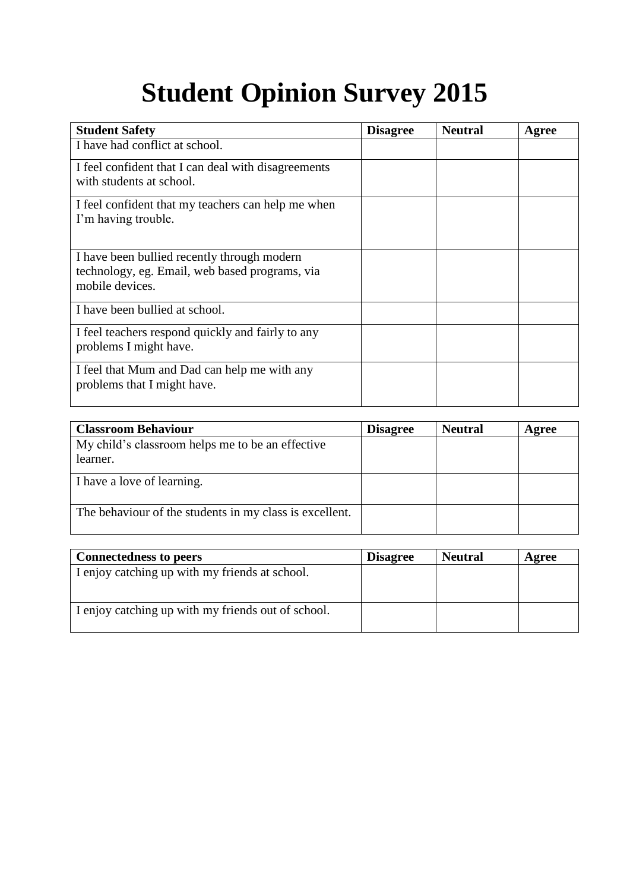# Student Opinion Survey 2015

| Student Safety | Disagree | Neutral | Agree |
| --- | --- | --- | --- |
| I have had conflict at school. | | | |
| I feel confident that I can deal with disagreements with students at school. | | | |
| I feel confident that my teachers can help me when I'm having trouble. | | | |
| I have been bullied recently through modern technology, eg. Email, web based programs, via mobile devices. | | | |
| I have been bullied at school. | | | |
| I feel teachers respond quickly and fairly to any problems I might have. | | | |
| I feel that Mum and Dad can help me with any problems that I might have. | | | |

| Classroom Behaviour | Disagree | Neutral | Agree |
| --- | --- | --- | --- |
| My child's classroom helps me to be an effective learner. | | | |
| I have a love of learning. | | | |
| The behaviour of the students in my class is excellent. | | | |

| Connectedness to peers | Disagree | Neutral | Agree |
| --- | --- | --- | --- |
| I enjoy catching up with my friends at school. | | | |
| I enjoy catching up with my friends out of school. | | | |